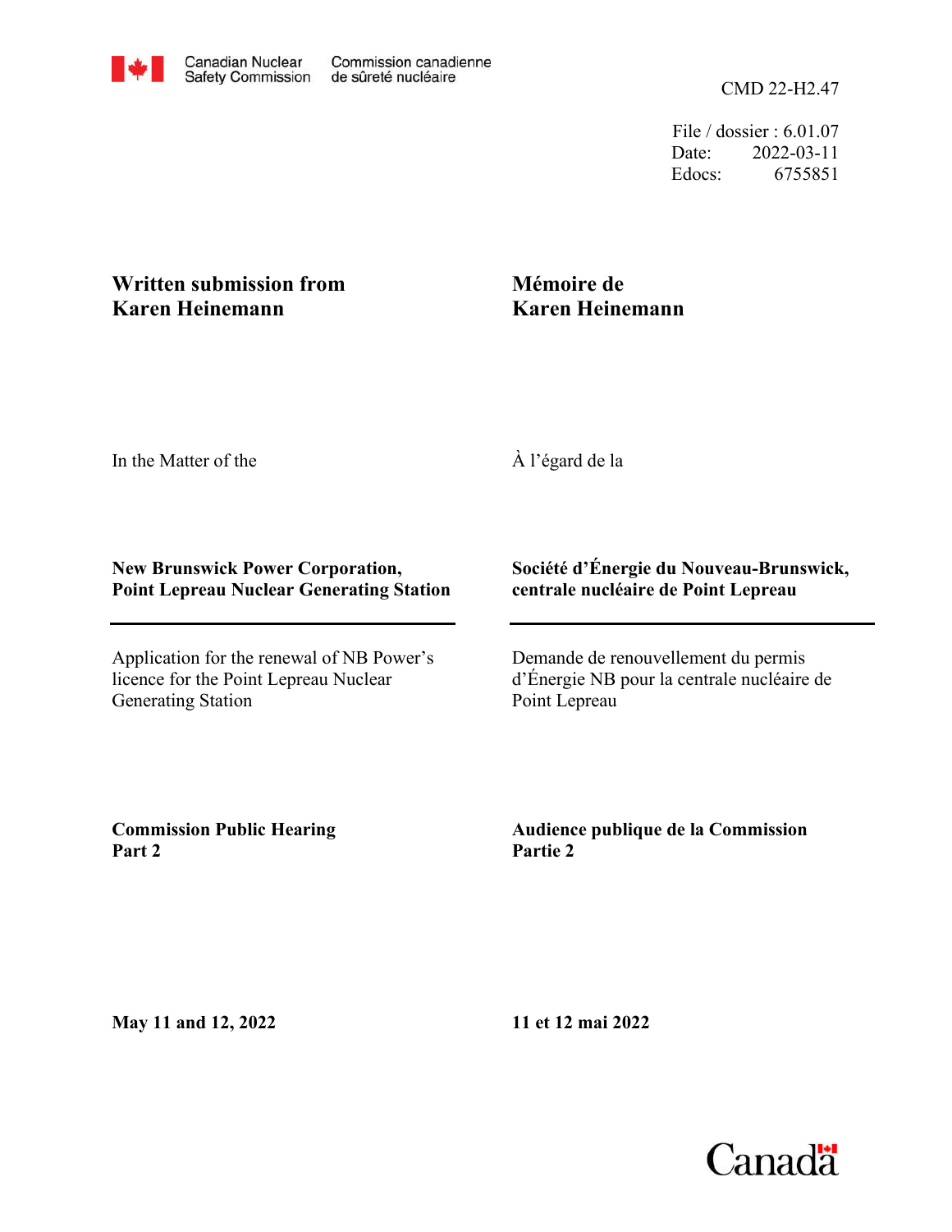Canadian Nuclear Safety Commission | Commission canadienne de sûreté nucléaire

CMD 22-H2.47

File / dossier : 6.01.07
Date: 2022-03-11
Edocs: 6755851

**Written submission from Karen Heinemann**

**Mémoire de Karen Heinemann**

In the Matter of the

À l'égard de la

**New Brunswick Power Corporation, Point Lepreau Nuclear Generating Station**

**Société d'Énergie du Nouveau-Brunswick, centrale nucléaire de Point Lepreau**

Application for the renewal of NB Power's licence for the Point Lepreau Nuclear Generating Station

Demande de renouvellement du permis d'Énergie NB pour la centrale nucléaire de Point Lepreau

**Commission Public Hearing Part 2**

**Audience publique de la Commission Partie 2**

**May 11 and 12, 2022**

**11 et 12 mai 2022**

Canada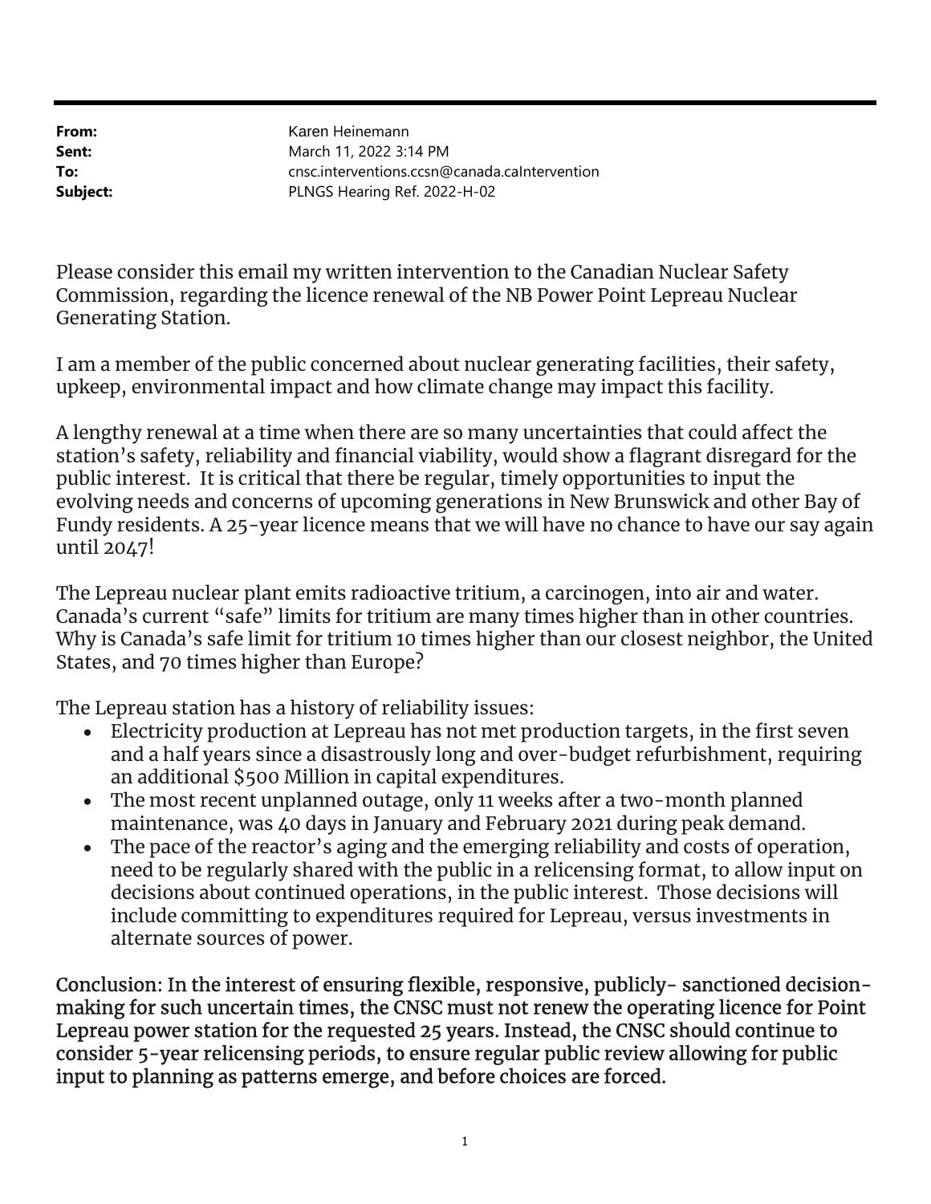**From:** Karen Heinemann
**Sent:** March 11, 2022 3:14 PM
**To:** cnsc.interventions.ccsn@canada.caIntervention
**Subject:** PLNGS Hearing Ref. 2022-H-02

Please consider this email my written intervention to the Canadian Nuclear Safety Commission, regarding the licence renewal of the NB Power Point Lepreau Nuclear Generating Station.

I am a member of the public concerned about nuclear generating facilities, their safety, upkeep, environmental impact and how climate change may impact this facility.

A lengthy renewal at a time when there are so many uncertainties that could affect the station's safety, reliability and financial viability, would show a flagrant disregard for the public interest. It is critical that there be regular, timely opportunities to input the evolving needs and concerns of upcoming generations in New Brunswick and other Bay of Fundy residents. A 25-year licence means that we will have no chance to have our say again until 2047!

The Lepreau nuclear plant emits radioactive tritium, a carcinogen, into air and water. Canada's current "safe" limits for tritium are many times higher than in other countries. Why is Canada's safe limit for tritium 10 times higher than our closest neighbor, the United States, and 70 times higher than Europe?

The Lepreau station has a history of reliability issues:

- Electricity production at Lepreau has not met production targets, in the first seven and a half years since a disastrously long and over-budget refurbishment, requiring an additional $500 Million in capital expenditures.
- The most recent unplanned outage, only 11 weeks after a two-month planned maintenance, was 40 days in January and February 2021 during peak demand.
- The pace of the reactor's aging and the emerging reliability and costs of operation, need to be regularly shared with the public in a relicensing format, to allow input on decisions about continued operations, in the public interest. Those decisions will include committing to expenditures required for Lepreau, versus investments in alternate sources of power.

**Conclusion: In the interest of ensuring flexible, responsive, publicly- sanctioned decision-making for such uncertain times, the CNSC must not renew the operating licence for Point Lepreau power station for the requested 25 years. Instead, the CNSC should continue to consider 5-year relicensing periods, to ensure regular public review allowing for public input to planning as patterns emerge, and before choices are forced.**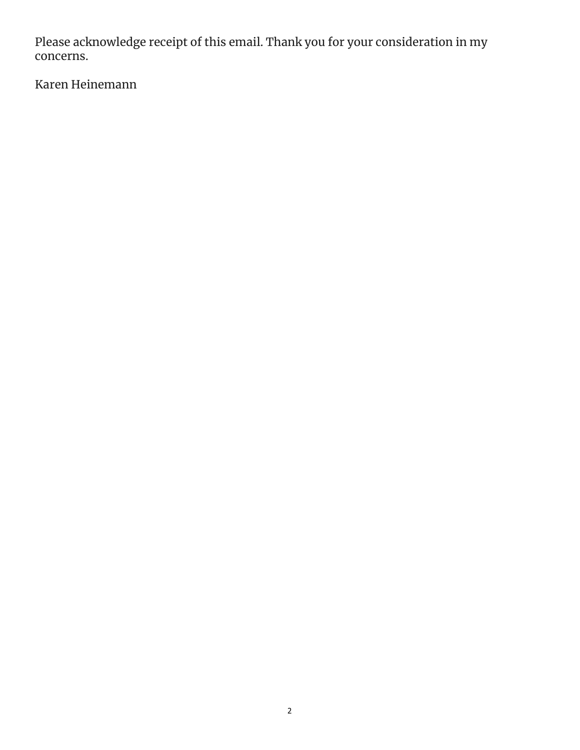Please acknowledge receipt of this email. Thank you for your consideration in my concerns.

Karen Heinemann